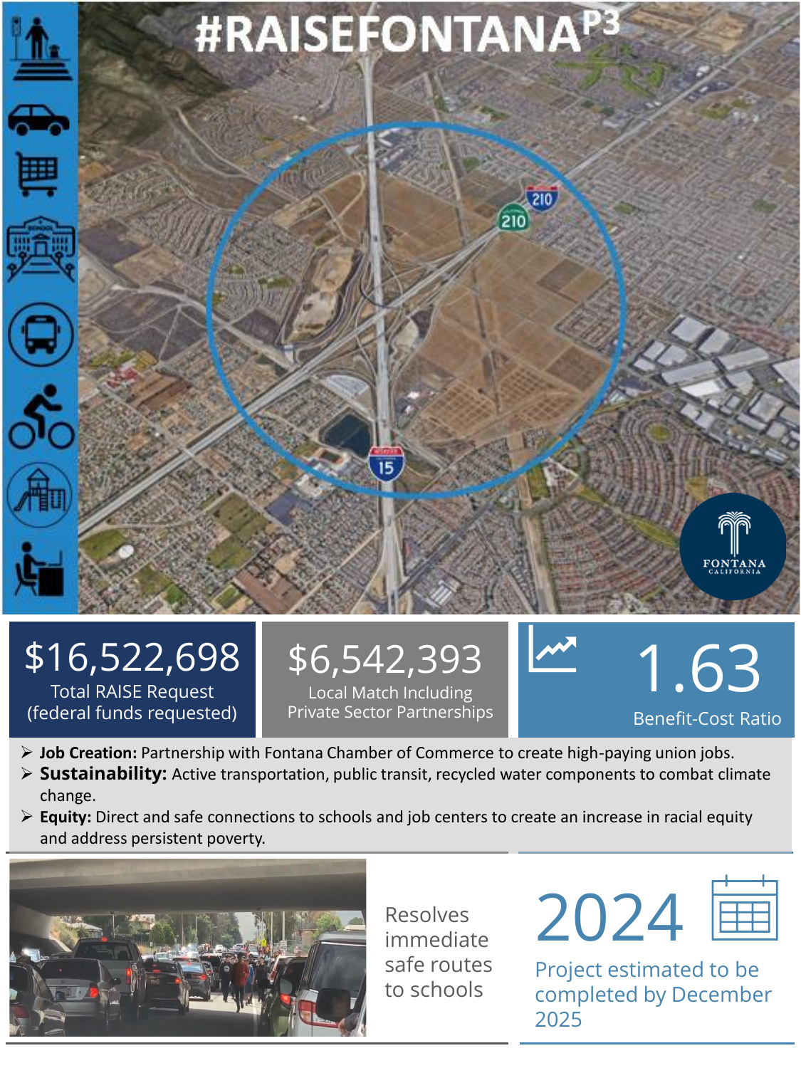# #RAISEFONTANA[P3]

**$16,522,698**
Total RAISE Request
(federal funds requested)

**$6,542,393**
Local Match Including
Private Sector Partnerships

**1.63**
Benefit-Cost Ratio

- **Job Creation:** Partnership with Fontana Chamber of Commerce to create high-paying union jobs.
- **Sustainability:** Active transportation, public transit, recycled water components to combat climate change.
- **Equity:** Direct and safe connections to schools and job centers to create an increase in racial equity and address persistent poverty.

Resolves immediate safe routes to schools

**2024**

Project estimated to be completed by December 2025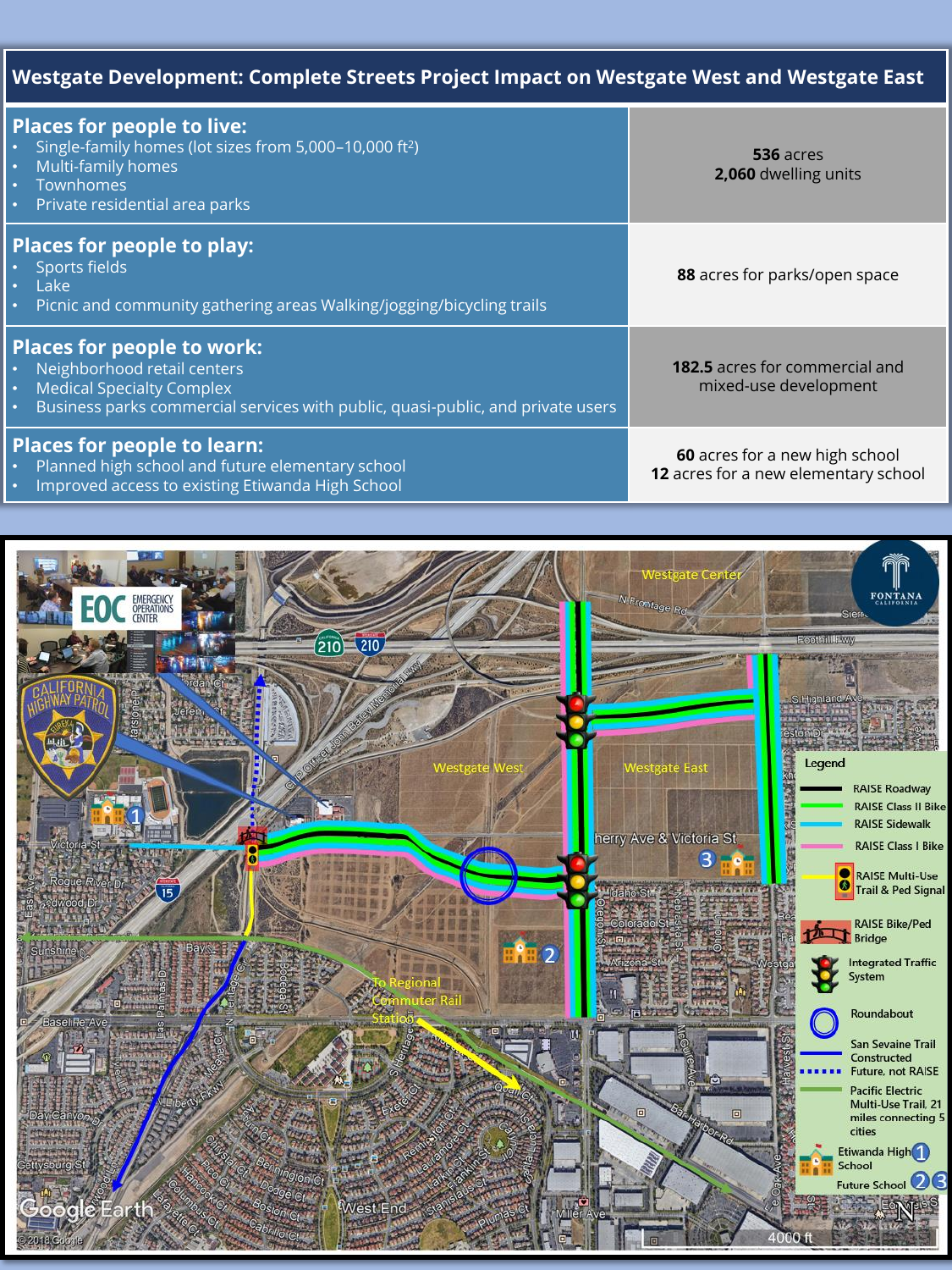# Westgate Development: Complete Streets Project Impact on Westgate West and Westgate East

| | |
|---|---|
| **Places for people to live:**<br>• Single-family homes (lot sizes from 5,000–10,000 ft$^2$)<br>• Multi-family homes<br>• Townhomes<br>• Private residential area parks | **536** acres<br>**2,060** dwelling units |
| **Places for people to play:**<br>• Sports fields<br>• Lake<br>• Picnic and community gathering areas Walking/jogging/bicycling trails | **88** acres for parks/open space |
| **Places for people to work:**<br>• Neighborhood retail centers<br>• Medical Specialty Complex<br>• Business parks commercial services with public, quasi-public, and private users | **182.5** acres for commercial and mixed-use development |
| **Places for people to learn:**<br>• Planned high school and future elementary school<br>• Improved access to existing Etiwanda High School | **60** acres for a new high school<br>**12** acres for a new elementary school |

Westgate Center

Westgate West

Westgate East

Cherry Ave & Victoria St

To Regional Commuter Rail Station

Legend

RAISE Roadway

RAISE Class II Bike

RAISE Sidewalk

RAISE Class I Bike

RAISE Multi-Use Trail & Ped Signal

RAISE Bike/Ped Bridge

Integrated Traffic System

Roundabout

San Sevaine Trail Constructed

Future, not RAISE

Pacific Electric Multi-Use Trail, 21 miles connecting 5 cities

Etiwanda High School 1

Future School 2 3

4000 ft